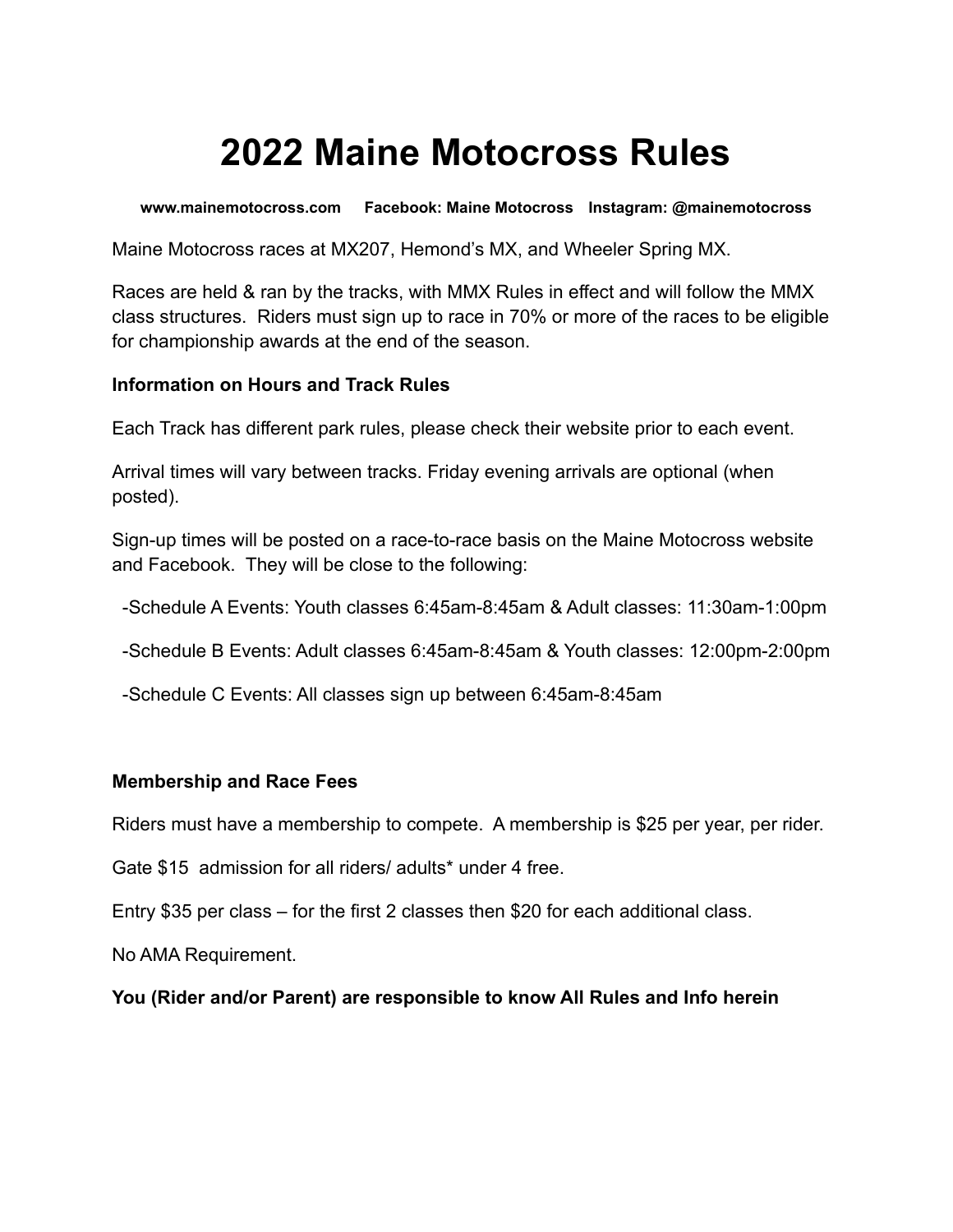# 2022 Maine Motocross Rules

**www.mainemotocross.com Facebook: Maine Motocross Instagram: @mainemotocross**

Maine Motocross races at MX207, Hemond's MX, and Wheeler Spring MX.

Races are held & ran by the tracks, with MMX Rules in effect and will follow the MMX class structures. Riders must sign up to race in 70% or more of the races to be eligible for championship awards at the end of the season.

**Information on Hours and Track Rules**

Each Track has different park rules, please check their website prior to each event.

Arrival times will vary between tracks. Friday evening arrivals are optional (when posted).

Sign-up times will be posted on a race-to-race basis on the Maine Motocross website and Facebook. They will be close to the following:

-Schedule A Events: Youth classes 6:45am-8:45am & Adult classes: 11:30am-1:00pm

-Schedule B Events: Adult classes 6:45am-8:45am & Youth classes: 12:00pm-2:00pm

-Schedule C Events: All classes sign up between 6:45am-8:45am

**Membership and Race Fees**

Riders must have a membership to compete. A membership is $25 per year, per rider.

Gate $15 admission for all riders/ adults* under 4 free.

Entry $35 per class – for the first 2 classes then $20 for each additional class.

No AMA Requirement.

**You (Rider and/or Parent) are responsible to know All Rules and Info herein**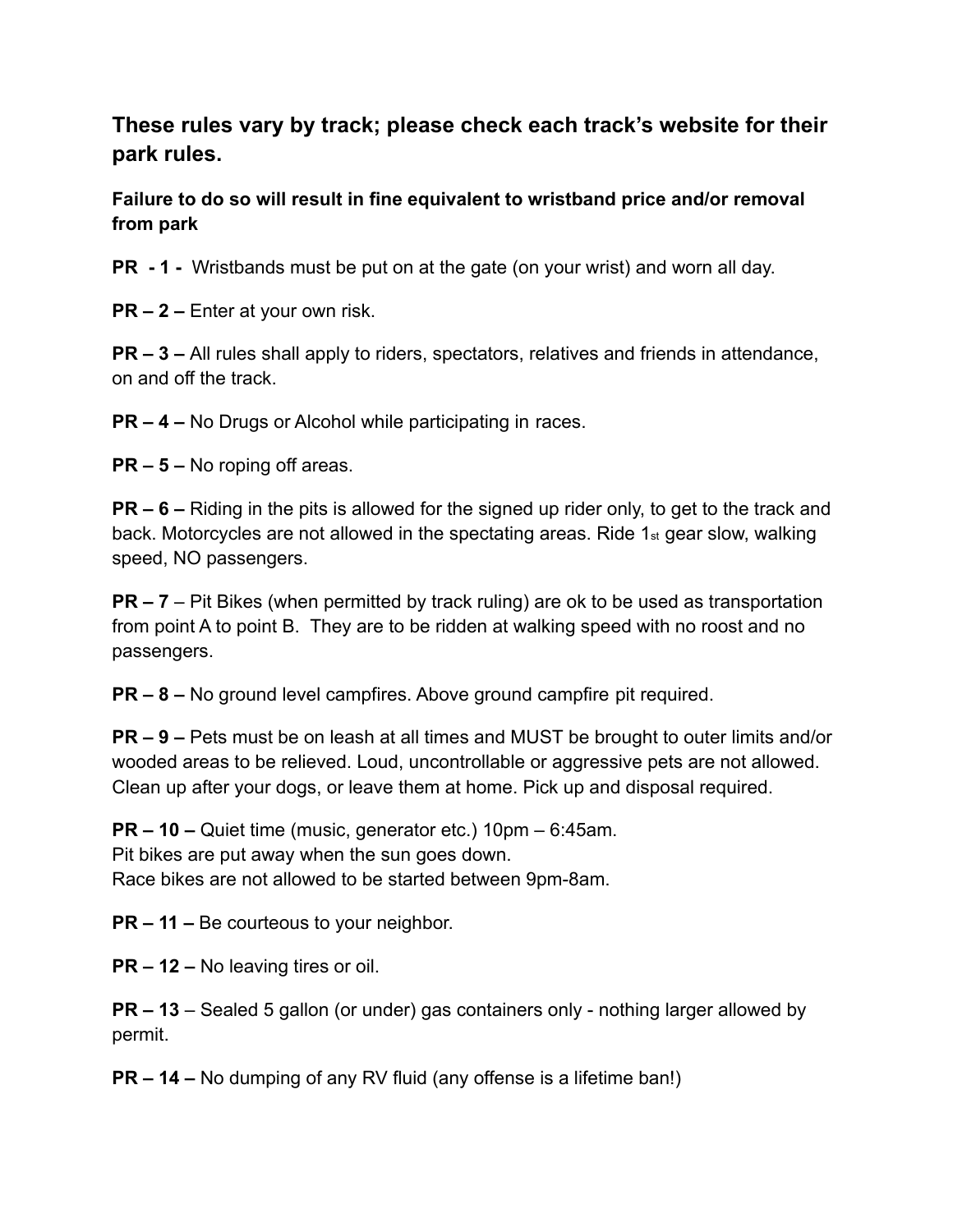### These rules vary by track; please check each track's website for their park rules.

**Failure to do so will result in fine equivalent to wristband price and/or removal from park**

**PR - 1 -** Wristbands must be put on at the gate (on your wrist) and worn all day.

**PR – 2 –** Enter at your own risk.

**PR – 3 –** All rules shall apply to riders, spectators, relatives and friends in attendance, on and off the track.

**PR – 4 –** No Drugs or Alcohol while participating in races.

**PR – 5 –** No roping off areas.

**PR – 6 –** Riding in the pits is allowed for the signed up rider only, to get to the track and back. Motorcycles are not allowed in the spectating areas. Ride 1st gear slow, walking speed, NO passengers.

**PR – 7** – Pit Bikes (when permitted by track ruling) are ok to be used as transportation from point A to point B. They are to be ridden at walking speed with no roost and no passengers.

**PR – 8 –** No ground level campfires. Above ground campfire pit required.

**PR – 9 –** Pets must be on leash at all times and MUST be brought to outer limits and/or wooded areas to be relieved. Loud, uncontrollable or aggressive pets are not allowed. Clean up after your dogs, or leave them at home. Pick up and disposal required.

**PR – 10 –** Quiet time (music, generator etc.) 10pm – 6:45am.
Pit bikes are put away when the sun goes down.
Race bikes are not allowed to be started between 9pm-8am.

**PR – 11 –** Be courteous to your neighbor.

**PR – 12 –** No leaving tires or oil.

**PR – 13** – Sealed 5 gallon (or under) gas containers only - nothing larger allowed by permit.

**PR – 14 –** No dumping of any RV fluid (any offense is a lifetime ban!)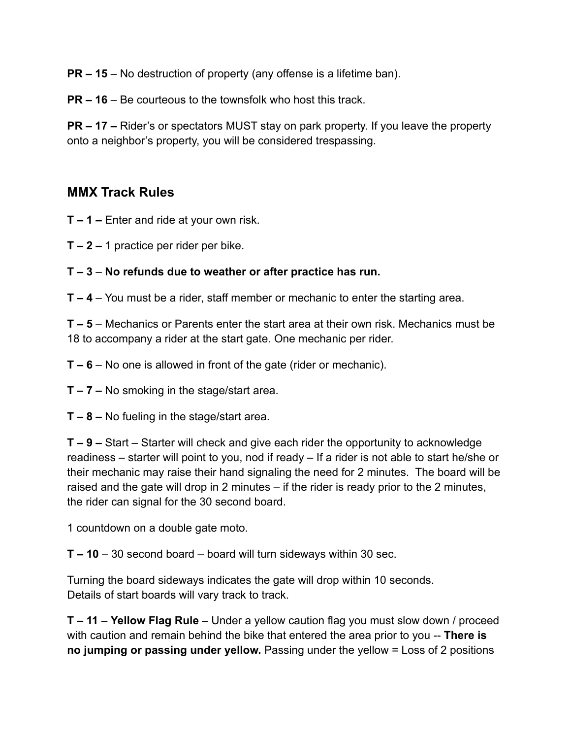**PR – 15** – No destruction of property (any offense is a lifetime ban).

**PR – 16** – Be courteous to the townsfolk who host this track.

**PR – 17 –** Rider's or spectators MUST stay on park property. If you leave the property onto a neighbor's property, you will be considered trespassing.

## MMX Track Rules

**T – 1 –** Enter and ride at your own risk.

**T – 2 –** 1 practice per rider per bike.

**T – 3** – **No refunds due to weather or after practice has run.**

**T – 4** – You must be a rider, staff member or mechanic to enter the starting area.

**T – 5** – Mechanics or Parents enter the start area at their own risk. Mechanics must be 18 to accompany a rider at the start gate. One mechanic per rider.

**T – 6** – No one is allowed in front of the gate (rider or mechanic).

**T – 7 –** No smoking in the stage/start area.

**T – 8 –** No fueling in the stage/start area.

**T – 9 –** Start – Starter will check and give each rider the opportunity to acknowledge readiness – starter will point to you, nod if ready – If a rider is not able to start he/she or their mechanic may raise their hand signaling the need for 2 minutes. The board will be raised and the gate will drop in 2 minutes – if the rider is ready prior to the 2 minutes, the rider can signal for the 30 second board.

1 countdown on a double gate moto.

**T – 10** – 30 second board – board will turn sideways within 30 sec.

Turning the board sideways indicates the gate will drop within 10 seconds.
Details of start boards will vary track to track.

**T – 11** – **Yellow Flag Rule** – Under a yellow caution flag you must slow down / proceed with caution and remain behind the bike that entered the area prior to you -- **There is no jumping or passing under yellow.** Passing under the yellow = Loss of 2 positions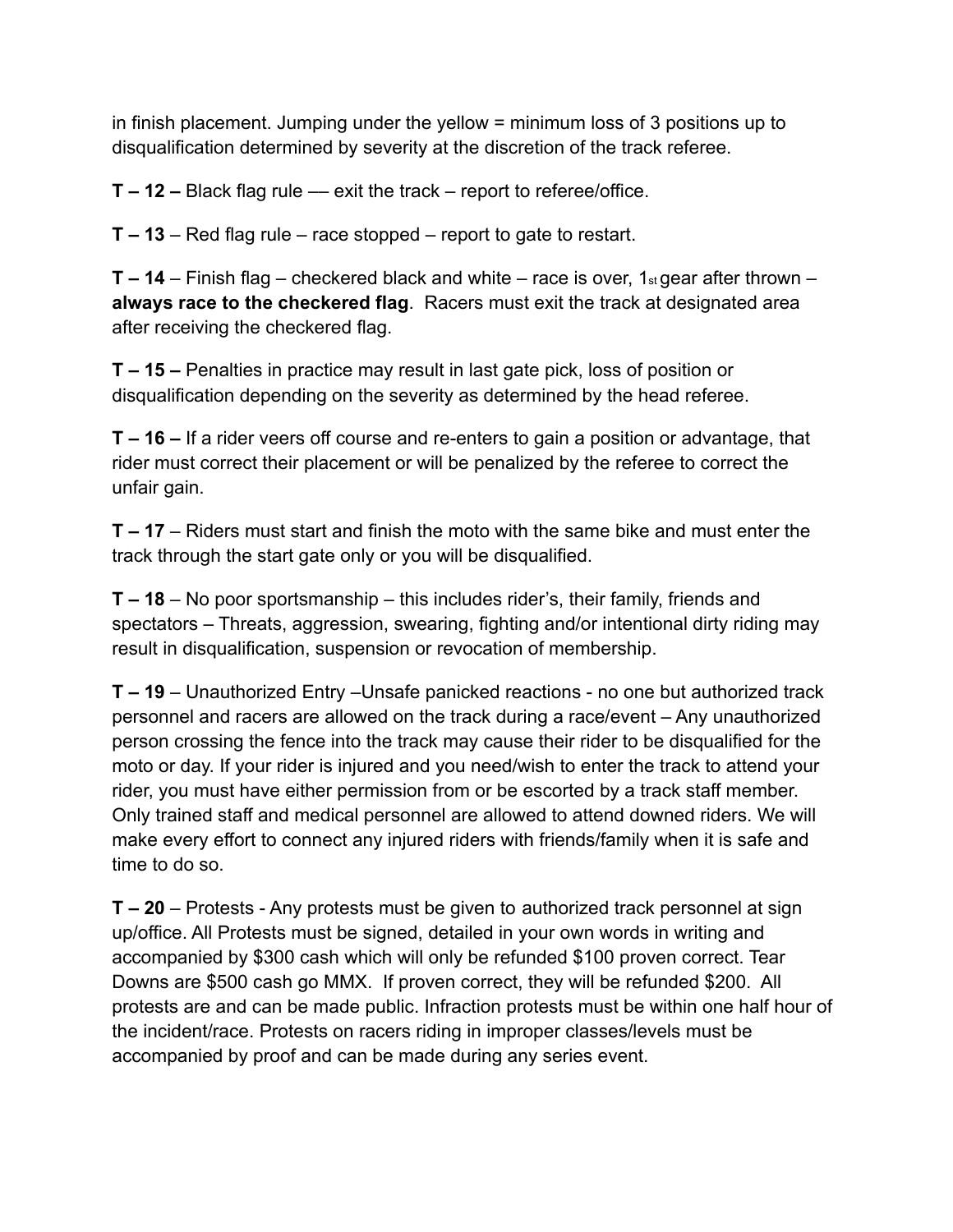in finish placement. Jumping under the yellow = minimum loss of 3 positions up to disqualification determined by severity at the discretion of the track referee.

**T – 12 –** Black flag rule — exit the track – report to referee/office.

**T – 13** – Red flag rule – race stopped – report to gate to restart.

**T – 14** – Finish flag – checkered black and white – race is over, 1st gear after thrown – **always race to the checkered flag**. Racers must exit the track at designated area after receiving the checkered flag.

**T – 15 –** Penalties in practice may result in last gate pick, loss of position or disqualification depending on the severity as determined by the head referee.

**T – 16 –** If a rider veers off course and re-enters to gain a position or advantage, that rider must correct their placement or will be penalized by the referee to correct the unfair gain.

**T – 17** – Riders must start and finish the moto with the same bike and must enter the track through the start gate only or you will be disqualified.

**T – 18** – No poor sportsmanship – this includes rider's, their family, friends and spectators – Threats, aggression, swearing, fighting and/or intentional dirty riding may result in disqualification, suspension or revocation of membership.

**T – 19** – Unauthorized Entry –Unsafe panicked reactions - no one but authorized track personnel and racers are allowed on the track during a race/event – Any unauthorized person crossing the fence into the track may cause their rider to be disqualified for the moto or day. If your rider is injured and you need/wish to enter the track to attend your rider, you must have either permission from or be escorted by a track staff member. Only trained staff and medical personnel are allowed to attend downed riders. We will make every effort to connect any injured riders with friends/family when it is safe and time to do so.

**T – 20** – Protests - Any protests must be given to authorized track personnel at sign up/office. All Protests must be signed, detailed in your own words in writing and accompanied by $300 cash which will only be refunded $100 proven correct. Tear Downs are $500 cash go MMX. If proven correct, they will be refunded $200. All protests are and can be made public. Infraction protests must be within one half hour of the incident/race. Protests on racers riding in improper classes/levels must be accompanied by proof and can be made during any series event.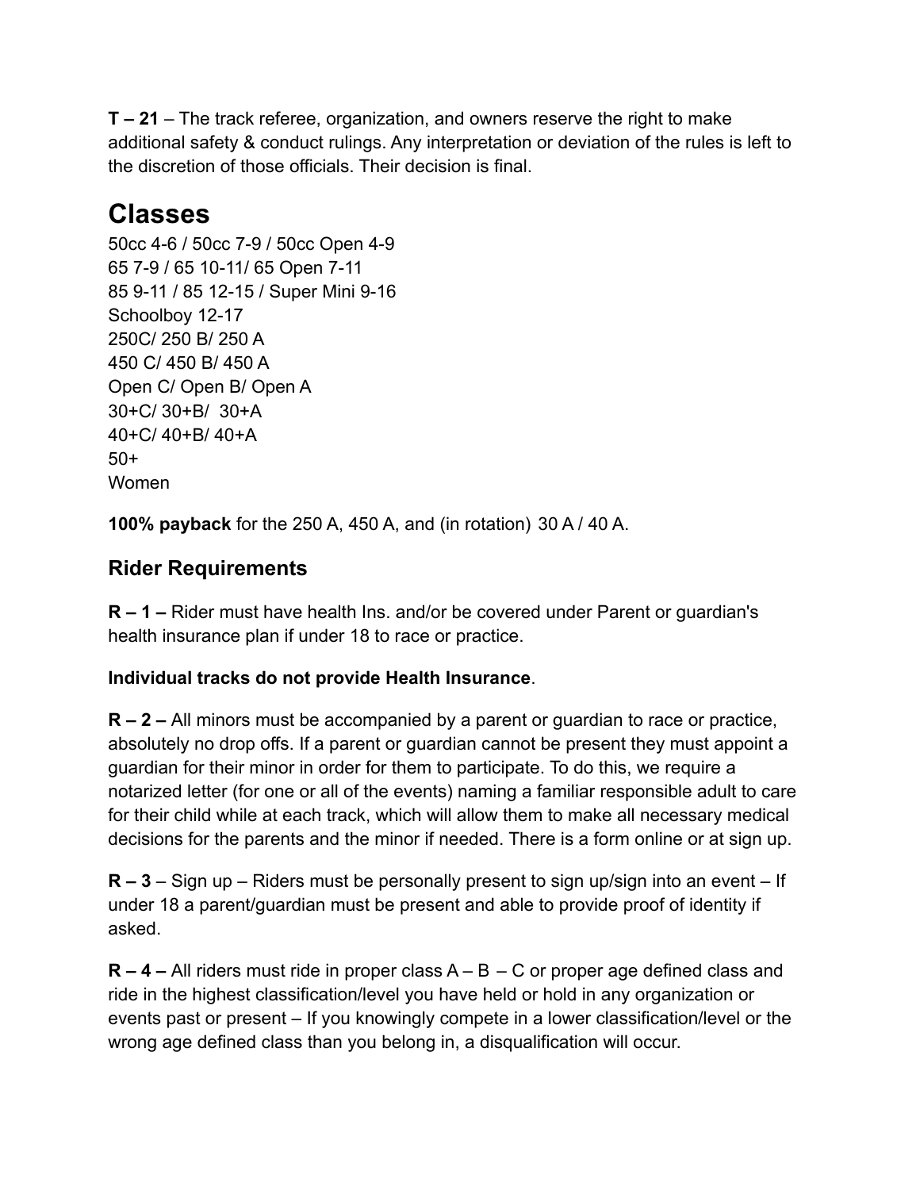**T – 21** – The track referee, organization, and owners reserve the right to make additional safety & conduct rulings. Any interpretation or deviation of the rules is left to the discretion of those officials. Their decision is final.

# Classes

50cc 4-6 / 50cc 7-9 / 50cc Open 4-9
65 7-9 / 65 10-11/ 65 Open 7-11
85 9-11 / 85 12-15 / Super Mini 9-16
Schoolboy 12-17
250C/ 250 B/ 250 A
450 C/ 450 B/ 450 A
Open C/ Open B/ Open A
30+C/ 30+B/ 30+A
40+C/ 40+B/ 40+A
50+
Women

**100% payback** for the 250 A, 450 A, and (in rotation) 30 A / 40 A.

## Rider Requirements

**R – 1 –** Rider must have health Ins. and/or be covered under Parent or guardian's health insurance plan if under 18 to race or practice.

**Individual tracks do not provide Health Insurance**.

**R – 2 –** All minors must be accompanied by a parent or guardian to race or practice, absolutely no drop offs. If a parent or guardian cannot be present they must appoint a guardian for their minor in order for them to participate. To do this, we require a notarized letter (for one or all of the events) naming a familiar responsible adult to care for their child while at each track, which will allow them to make all necessary medical decisions for the parents and the minor if needed. There is a form online or at sign up.

**R – 3** – Sign up – Riders must be personally present to sign up/sign into an event – If under 18 a parent/guardian must be present and able to provide proof of identity if asked.

**R – 4 –** All riders must ride in proper class A – B – C or proper age defined class and ride in the highest classification/level you have held or hold in any organization or events past or present – If you knowingly compete in a lower classification/level or the wrong age defined class than you belong in, a disqualification will occur.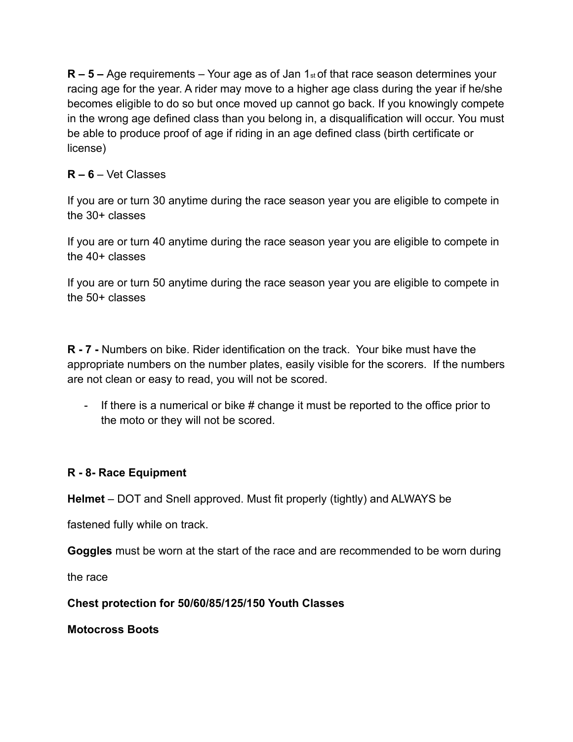**R – 5 –** Age requirements – Your age as of Jan 1st of that race season determines your racing age for the year. A rider may move to a higher age class during the year if he/she becomes eligible to do so but once moved up cannot go back. If you knowingly compete in the wrong age defined class than you belong in, a disqualification will occur. You must be able to produce proof of age if riding in an age defined class (birth certificate or license)

**R – 6** – Vet Classes

If you are or turn 30 anytime during the race season year you are eligible to compete in the 30+ classes

If you are or turn 40 anytime during the race season year you are eligible to compete in the 40+ classes

If you are or turn 50 anytime during the race season year you are eligible to compete in the 50+ classes

**R - 7 -** Numbers on bike. Rider identification on the track. Your bike must have the appropriate numbers on the number plates, easily visible for the scorers. If the numbers are not clean or easy to read, you will not be scored.

- If there is a numerical or bike # change it must be reported to the office prior to the moto or they will not be scored.

**R - 8- Race Equipment**

**Helmet** – DOT and Snell approved. Must fit properly (tightly) and ALWAYS be fastened fully while on track.

**Goggles** must be worn at the start of the race and are recommended to be worn during the race

**Chest protection for 50/60/85/125/150 Youth Classes**

**Motocross Boots**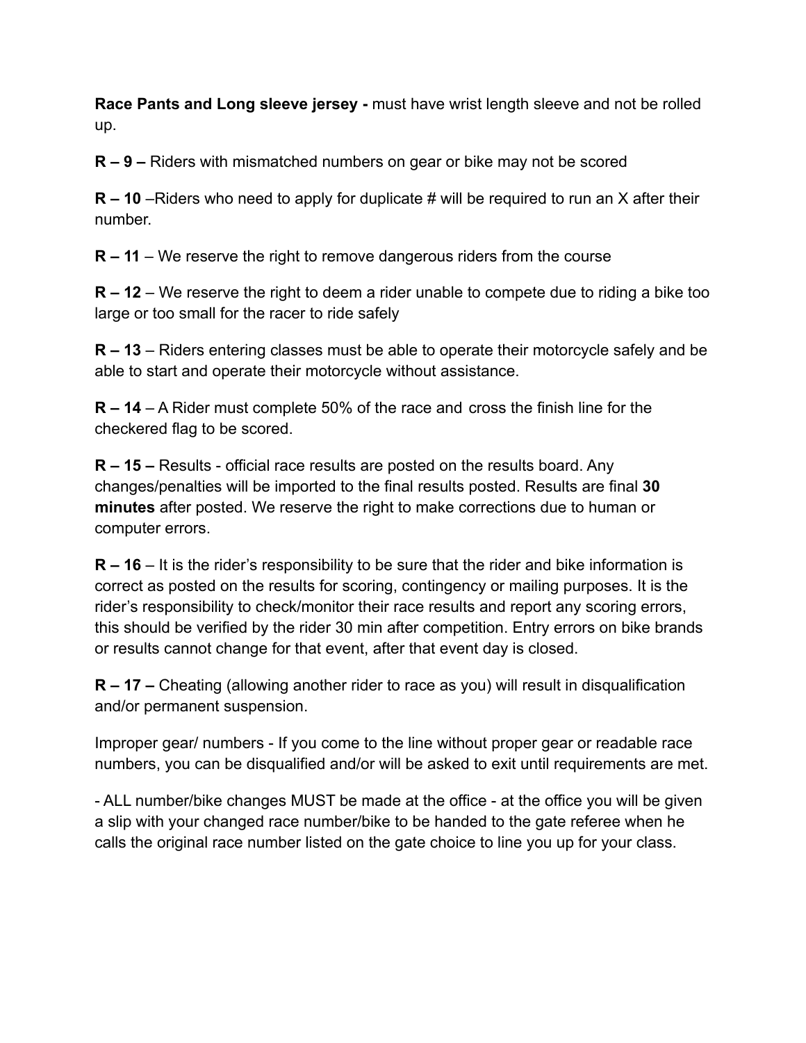**Race Pants and Long sleeve jersey -** must have wrist length sleeve and not be rolled up.

**R – 9 –** Riders with mismatched numbers on gear or bike may not be scored

**R – 10** –Riders who need to apply for duplicate # will be required to run an X after their number.

**R – 11** – We reserve the right to remove dangerous riders from the course

**R – 12** – We reserve the right to deem a rider unable to compete due to riding a bike too large or too small for the racer to ride safely

**R – 13** – Riders entering classes must be able to operate their motorcycle safely and be able to start and operate their motorcycle without assistance.

**R – 14** – A Rider must complete 50% of the race and cross the finish line for the checkered flag to be scored.

**R – 15 –** Results - official race results are posted on the results board. Any changes/penalties will be imported to the final results posted. Results are final **30 minutes** after posted. We reserve the right to make corrections due to human or computer errors.

**R – 16** – It is the rider's responsibility to be sure that the rider and bike information is correct as posted on the results for scoring, contingency or mailing purposes. It is the rider's responsibility to check/monitor their race results and report any scoring errors, this should be verified by the rider 30 min after competition. Entry errors on bike brands or results cannot change for that event, after that event day is closed.

**R – 17 –** Cheating (allowing another rider to race as you) will result in disqualification and/or permanent suspension.

Improper gear/ numbers - If you come to the line without proper gear or readable race numbers, you can be disqualified and/or will be asked to exit until requirements are met.

- ALL number/bike changes MUST be made at the office - at the office you will be given a slip with your changed race number/bike to be handed to the gate referee when he calls the original race number listed on the gate choice to line you up for your class.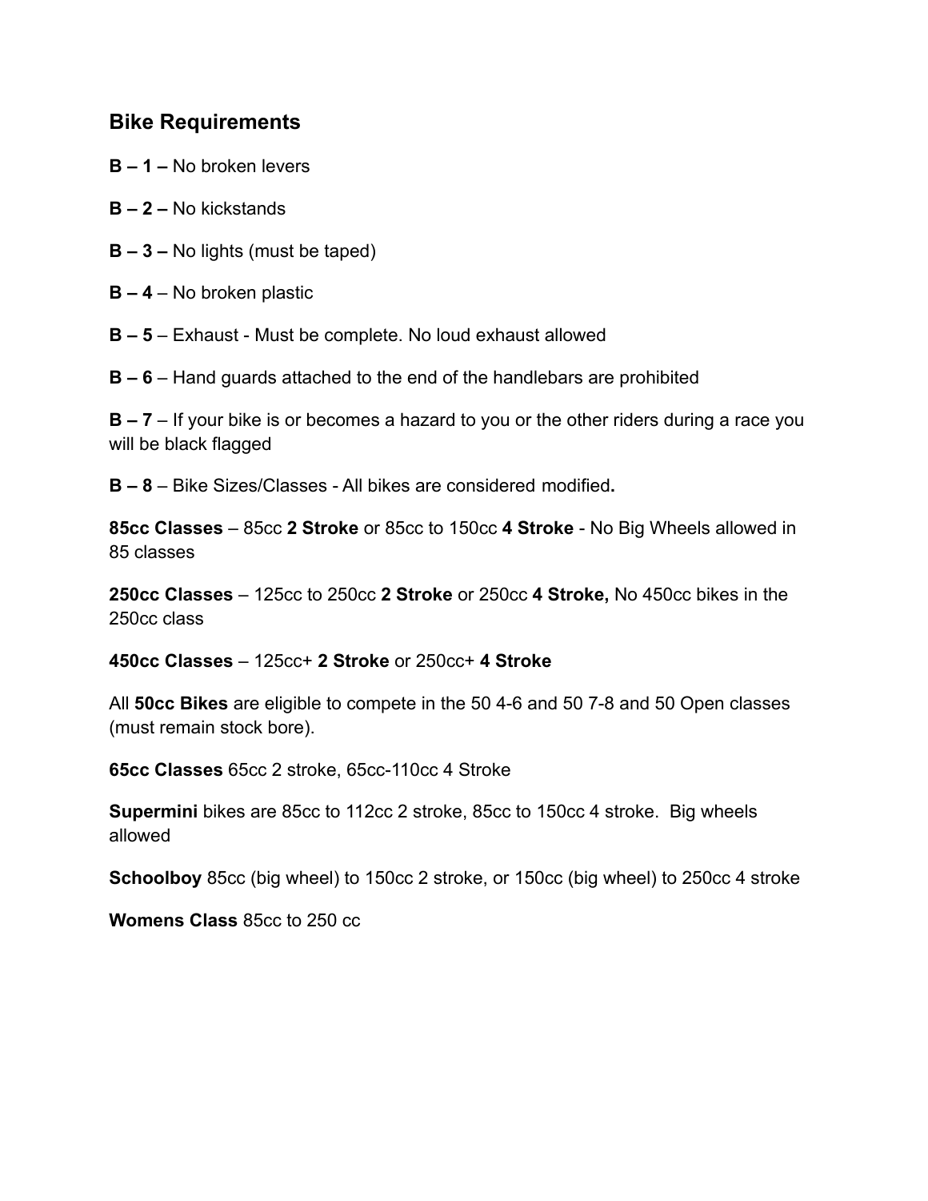## Bike Requirements

**B – 1 –** No broken levers

**B – 2 –** No kickstands

**B – 3 –** No lights (must be taped)

**B – 4** – No broken plastic

**B – 5** – Exhaust - Must be complete. No loud exhaust allowed

**B – 6** – Hand guards attached to the end of the handlebars are prohibited

**B – 7** – If your bike is or becomes a hazard to you or the other riders during a race you will be black flagged

**B – 8** – Bike Sizes/Classes - All bikes are considered modified**.**

**85cc Classes** – 85cc **2 Stroke** or 85cc to 150cc **4 Stroke** - No Big Wheels allowed in 85 classes

**250cc Classes** – 125cc to 250cc **2 Stroke** or 250cc **4 Stroke,** No 450cc bikes in the 250cc class

**450cc Classes** – 125cc+ **2 Stroke** or 250cc+ **4 Stroke**

All **50cc Bikes** are eligible to compete in the 50 4-6 and 50 7-8 and 50 Open classes (must remain stock bore).

**65cc Classes** 65cc 2 stroke, 65cc-110cc 4 Stroke

**Supermini** bikes are 85cc to 112cc 2 stroke, 85cc to 150cc 4 stroke. Big wheels allowed

**Schoolboy** 85cc (big wheel) to 150cc 2 stroke, or 150cc (big wheel) to 250cc 4 stroke

**Womens Class** 85cc to 250 cc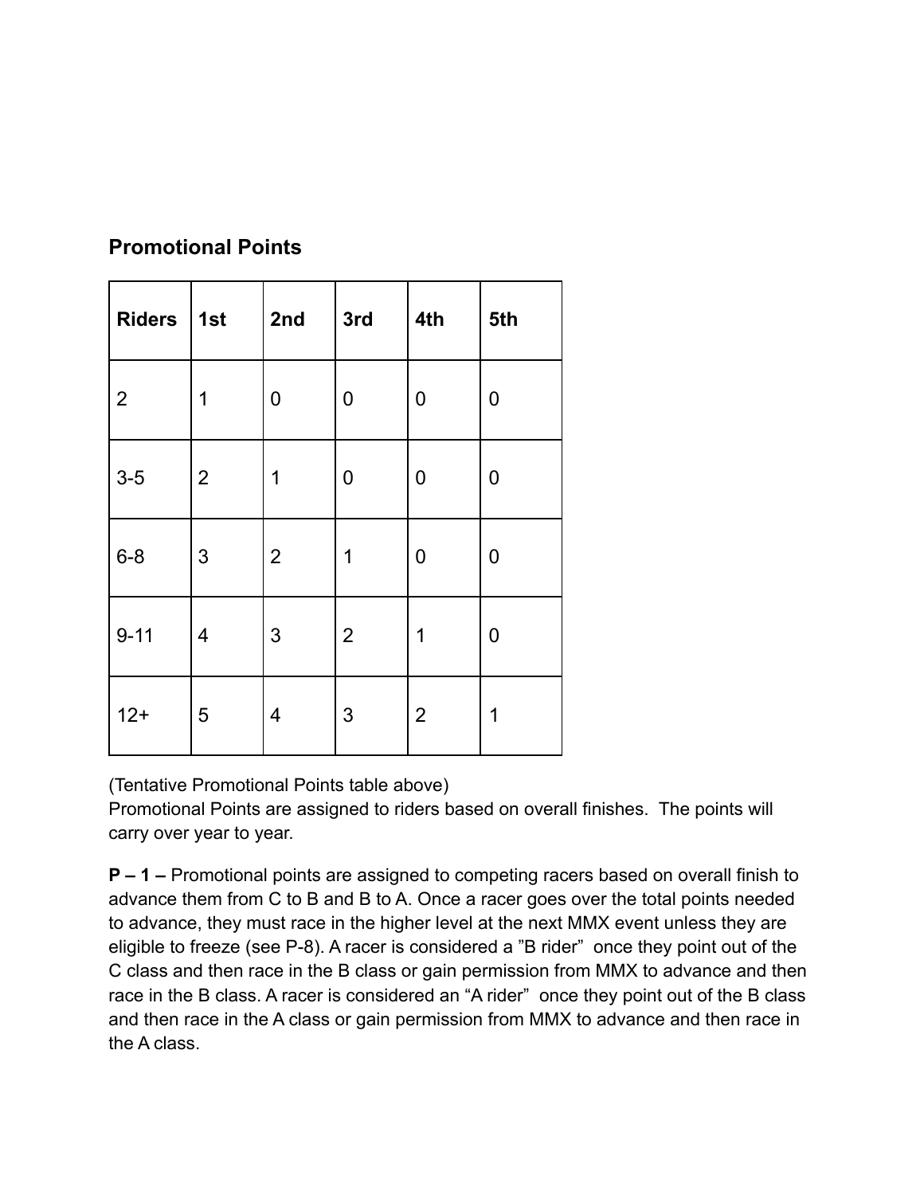## Promotional Points

| Riders | 1st | 2nd | 3rd | 4th | 5th |
|---|---|---|---|---|---|
| 2 | 1 | 0 | 0 | 0 | 0 |
| 3-5 | 2 | 1 | 0 | 0 | 0 |
| 6-8 | 3 | 2 | 1 | 0 | 0 |
| 9-11 | 4 | 3 | 2 | 1 | 0 |
| 12+ | 5 | 4 | 3 | 2 | 1 |

(Tentative Promotional Points table above)

Promotional Points are assigned to riders based on overall finishes. The points will carry over year to year.

**P – 1 –** Promotional points are assigned to competing racers based on overall finish to advance them from C to B and B to A. Once a racer goes over the total points needed to advance, they must race in the higher level at the next MMX event unless they are eligible to freeze (see P-8). A racer is considered a "B rider" once they point out of the C class and then race in the B class or gain permission from MMX to advance and then race in the B class. A racer is considered an "A rider" once they point out of the B class and then race in the A class or gain permission from MMX to advance and then race in the A class.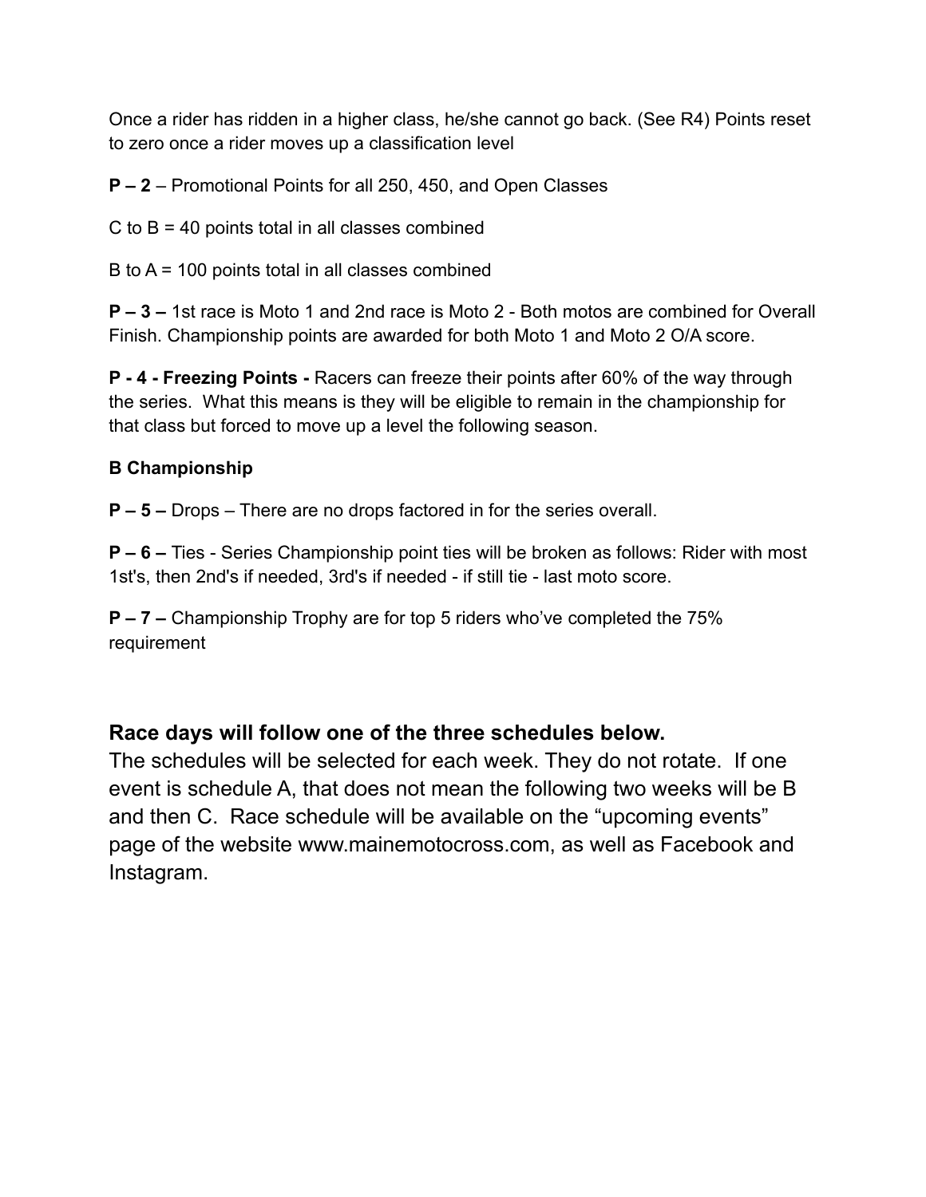Once a rider has ridden in a higher class, he/she cannot go back. (See R4) Points reset to zero once a rider moves up a classification level

**P – 2** – Promotional Points for all 250, 450, and Open Classes

C to B = 40 points total in all classes combined

B to A = 100 points total in all classes combined

**P – 3 –** 1st race is Moto 1 and 2nd race is Moto 2 - Both motos are combined for Overall Finish. Championship points are awarded for both Moto 1 and Moto 2 O/A score.

**P - 4 - Freezing Points -** Racers can freeze their points after 60% of the way through the series. What this means is they will be eligible to remain in the championship for that class but forced to move up a level the following season.

**B Championship**

**P – 5 –** Drops – There are no drops factored in for the series overall.

**P – 6 –** Ties - Series Championship point ties will be broken as follows: Rider with most 1st's, then 2nd's if needed, 3rd's if needed - if still tie - last moto score.

**P – 7 –** Championship Trophy are for top 5 riders who've completed the 75% requirement

### Race days will follow one of the three schedules below.

The schedules will be selected for each week. They do not rotate. If one event is schedule A, that does not mean the following two weeks will be B and then C. Race schedule will be available on the "upcoming events" page of the website www.mainemotocross.com, as well as Facebook and Instagram.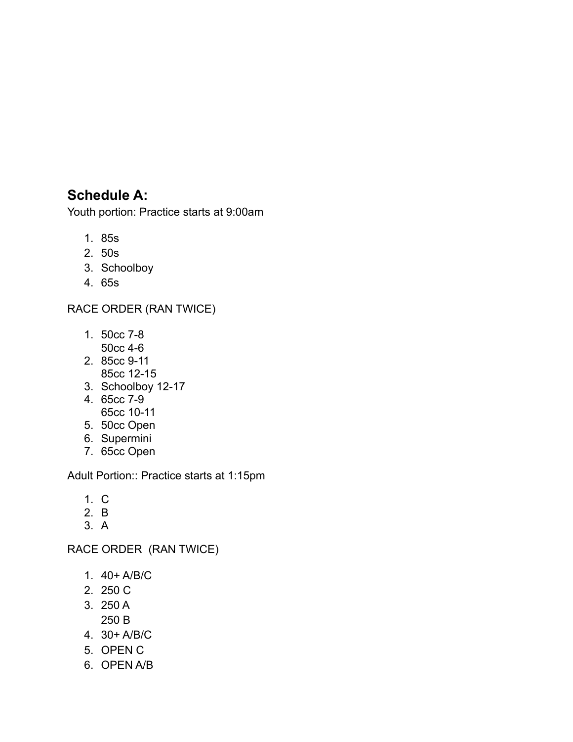## Schedule A:

Youth portion: Practice starts at 9:00am

1. 85s
2. 50s
3. Schoolboy
4. 65s

RACE ORDER (RAN TWICE)

1. 50cc 7-8
   50cc 4-6
2. 85cc 9-11
   85cc 12-15
3. Schoolboy 12-17
4. 65cc 7-9
   65cc 10-11
5. 50cc Open
6. Supermini
7. 65cc Open

Adult Portion:: Practice starts at 1:15pm

1. C
2. B
3. A

RACE ORDER (RAN TWICE)

1. 40+ A/B/C
2. 250 C
3. 250 A
   250 B
4. 30+ A/B/C
5. OPEN C
6. OPEN A/B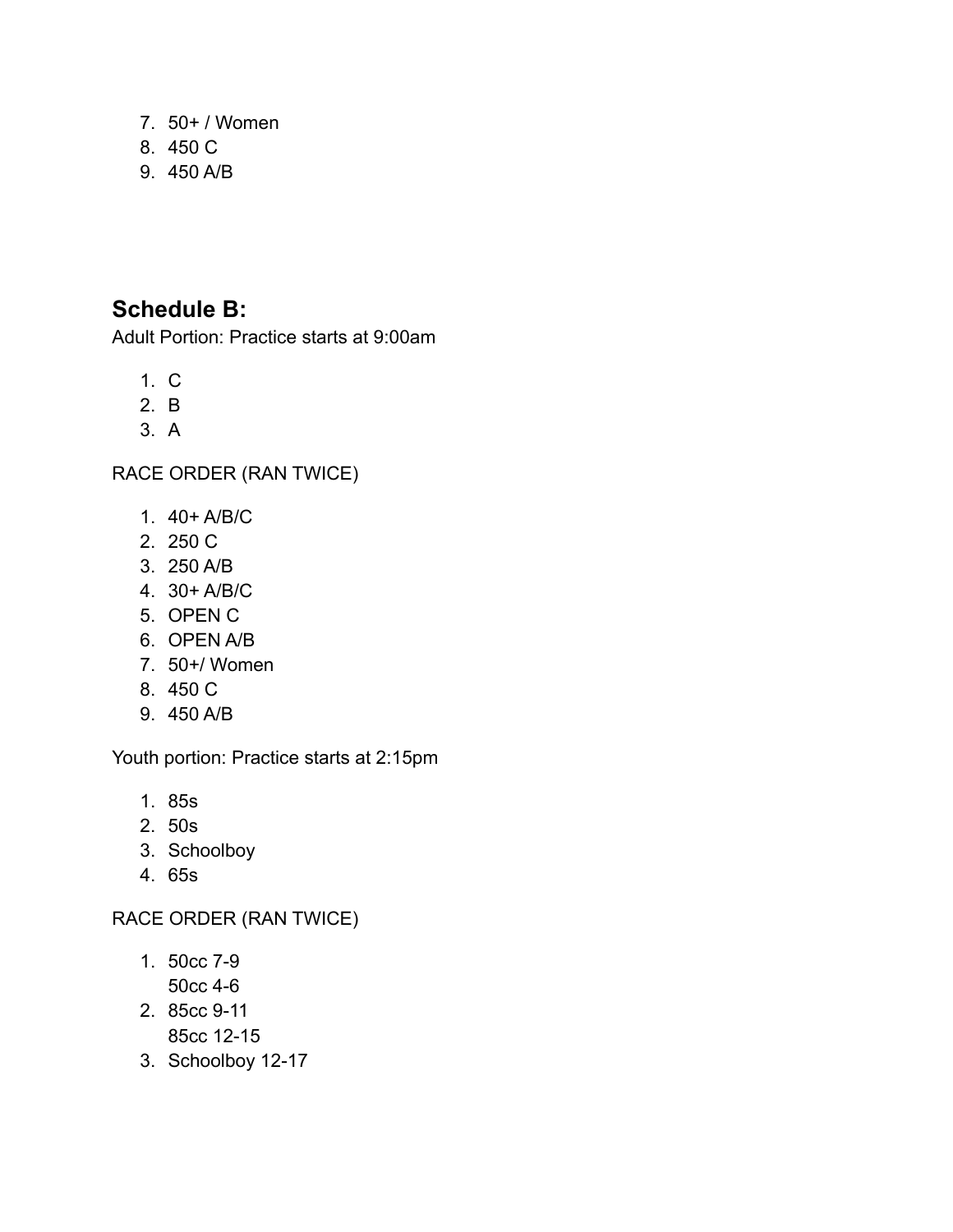7. 50+ / Women
8. 450 C
9. 450 A/B

## Schedule B:

Adult Portion: Practice starts at 9:00am

1. C
2. B
3. A

RACE ORDER (RAN TWICE)

1. 40+ A/B/C
2. 250 C
3. 250 A/B
4. 30+ A/B/C
5. OPEN C
6. OPEN A/B
7. 50+/ Women
8. 450 C
9. 450 A/B

Youth portion: Practice starts at 2:15pm

1. 85s
2. 50s
3. Schoolboy
4. 65s

RACE ORDER (RAN TWICE)

1. 50cc 7-9
   50cc 4-6
2. 85cc 9-11
   85cc 12-15
3. Schoolboy 12-17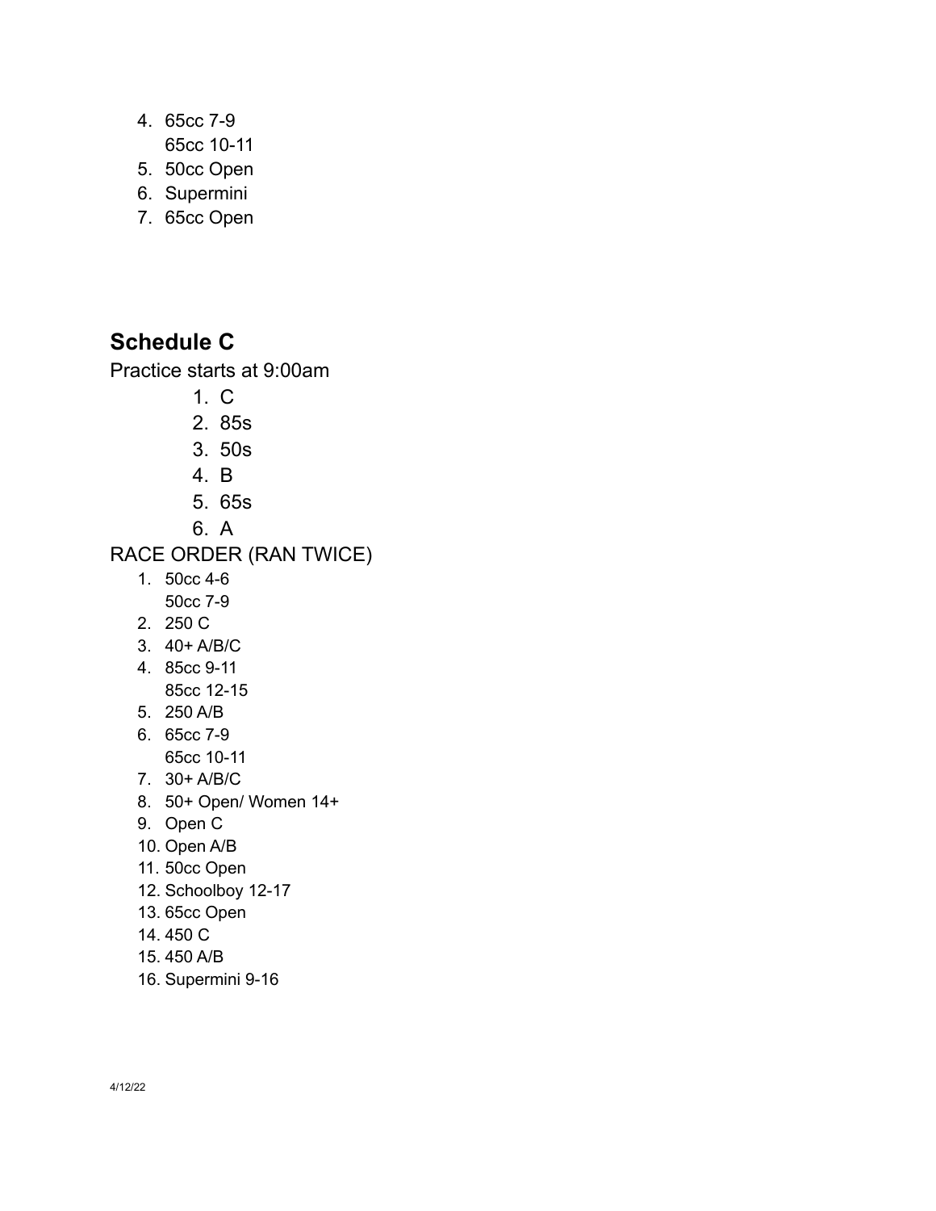4. 65cc 7-9
   65cc 10-11
5. 50cc Open
6. Supermini
7. 65cc Open

## Schedule C

Practice starts at 9:00am

1. C
2. 85s
3. 50s
4. B
5. 65s
6. A

RACE ORDER (RAN TWICE)

1. 50cc 4-6
   50cc 7-9
2. 250 C
3. 40+ A/B/C
4. 85cc 9-11
   85cc 12-15
5. 250 A/B
6. 65cc 7-9
   65cc 10-11
7. 30+ A/B/C
8. 50+ Open/ Women 14+
9. Open C
10. Open A/B
11. 50cc Open
12. Schoolboy 12-17
13. 65cc Open
14. 450 C
15. 450 A/B
16. Supermini 9-16

4/12/22